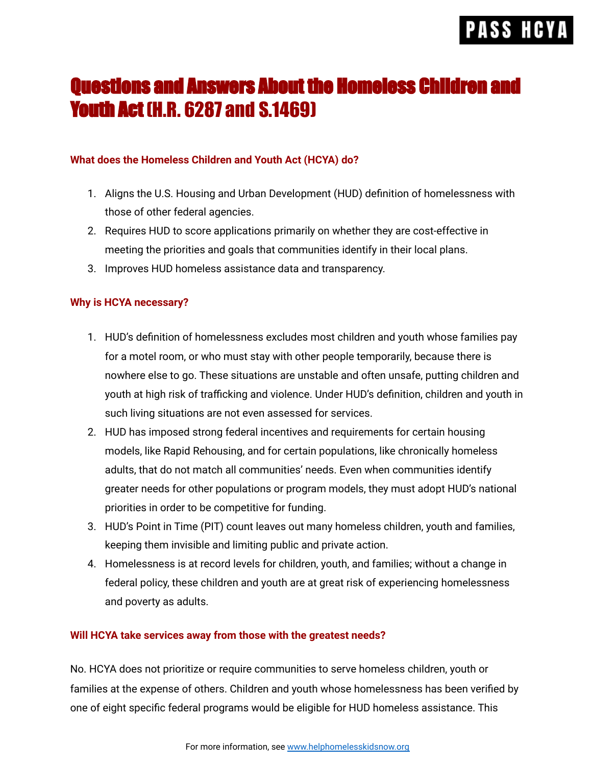PASS HCYA

# Questions and Answers About the Homeless Children and Youth Act (H.R. 6287 and S.1469)

### What does the Homeless Children and Youth Act (HCYA) do?

1. Aligns the U.S. Housing and Urban Development (HUD) definition of homelessness with those of other federal agencies.
2. Requires HUD to score applications primarily on whether they are cost-effective in meeting the priorities and goals that communities identify in their local plans.
3. Improves HUD homeless assistance data and transparency.

### Why is HCYA necessary?

1. HUD's definition of homelessness excludes most children and youth whose families pay for a motel room, or who must stay with other people temporarily, because there is nowhere else to go. These situations are unstable and often unsafe, putting children and youth at high risk of trafficking and violence. Under HUD's definition, children and youth in such living situations are not even assessed for services.
2. HUD has imposed strong federal incentives and requirements for certain housing models, like Rapid Rehousing, and for certain populations, like chronically homeless adults, that do not match all communities' needs. Even when communities identify greater needs for other populations or program models, they must adopt HUD's national priorities in order to be competitive for funding.
3. HUD's Point in Time (PIT) count leaves out many homeless children, youth and families, keeping them invisible and limiting public and private action.
4. Homelessness is at record levels for children, youth, and families; without a change in federal policy, these children and youth are at great risk of experiencing homelessness and poverty as adults.

### Will HCYA take services away from those with the greatest needs?

No. HCYA does not prioritize or require communities to serve homeless children, youth or families at the expense of others. Children and youth whose homelessness has been verified by one of eight specific federal programs would be eligible for HUD homeless assistance. This

For more information, see www.helphomelesskidsnow.org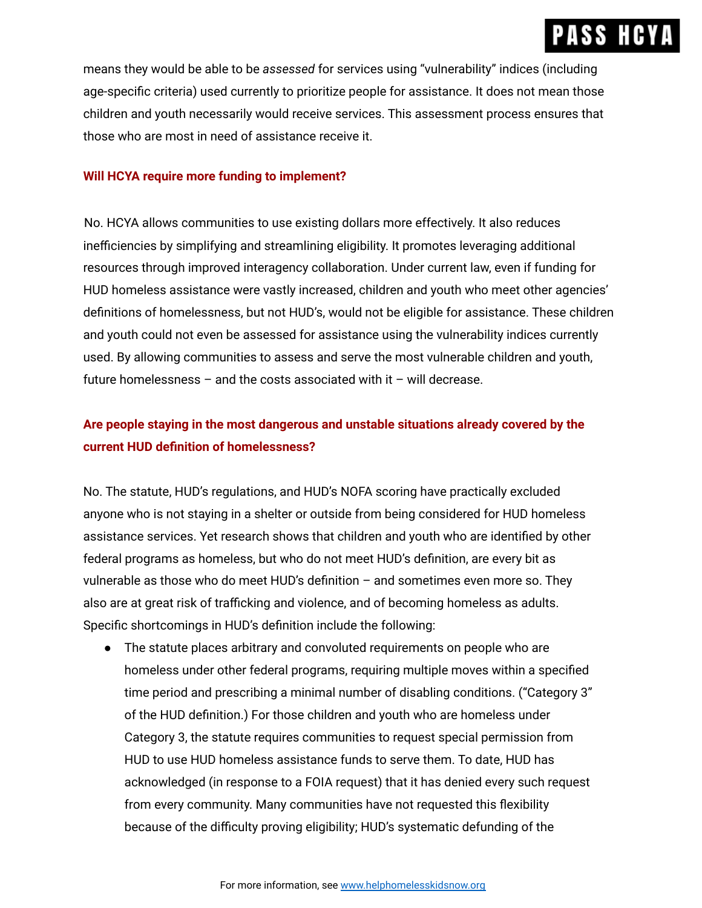means they would be able to be *assessed* for services using "vulnerability" indices (including age-specific criteria) used currently to prioritize people for assistance. It does not mean those children and youth necessarily would receive services. This assessment process ensures that those who are most in need of assistance receive it.

### Will HCYA require more funding to implement?

No. HCYA allows communities to use existing dollars more effectively. It also reduces inefficiencies by simplifying and streamlining eligibility. It promotes leveraging additional resources through improved interagency collaboration. Under current law, even if funding for HUD homeless assistance were vastly increased, children and youth who meet other agencies' definitions of homelessness, but not HUD's, would not be eligible for assistance. These children and youth could not even be assessed for assistance using the vulnerability indices currently used. By allowing communities to assess and serve the most vulnerable children and youth, future homelessness – and the costs associated with it – will decrease.

### Are people staying in the most dangerous and unstable situations already covered by the current HUD definition of homelessness?

No. The statute, HUD's regulations, and HUD's NOFA scoring have practically excluded anyone who is not staying in a shelter or outside from being considered for HUD homeless assistance services. Yet research shows that children and youth who are identified by other federal programs as homeless, but who do not meet HUD's definition, are every bit as vulnerable as those who do meet HUD's definition – and sometimes even more so. They also are at great risk of trafficking and violence, and of becoming homeless as adults. Specific shortcomings in HUD's definition include the following:

- The statute places arbitrary and convoluted requirements on people who are homeless under other federal programs, requiring multiple moves within a specified time period and prescribing a minimal number of disabling conditions. ("Category 3" of the HUD definition.) For those children and youth who are homeless under Category 3, the statute requires communities to request special permission from HUD to use HUD homeless assistance funds to serve them. To date, HUD has acknowledged (in response to a FOIA request) that it has denied every such request from every community. Many communities have not requested this flexibility because of the difficulty proving eligibility; HUD's systematic defunding of the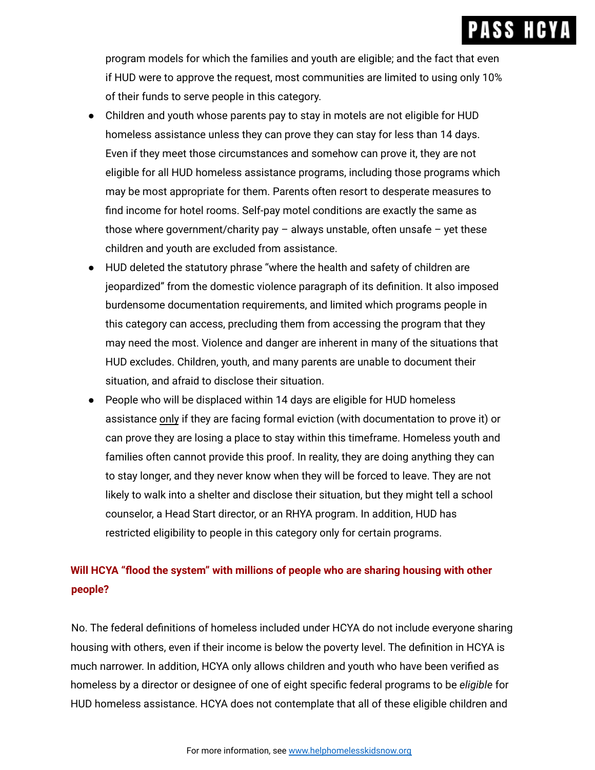program models for which the families and youth are eligible; and the fact that even if HUD were to approve the request, most communities are limited to using only 10% of their funds to serve people in this category.

- Children and youth whose parents pay to stay in motels are not eligible for HUD homeless assistance unless they can prove they can stay for less than 14 days. Even if they meet those circumstances and somehow can prove it, they are not eligible for all HUD homeless assistance programs, including those programs which may be most appropriate for them. Parents often resort to desperate measures to find income for hotel rooms. Self-pay motel conditions are exactly the same as those where government/charity pay – always unstable, often unsafe – yet these children and youth are excluded from assistance.
- HUD deleted the statutory phrase "where the health and safety of children are jeopardized" from the domestic violence paragraph of its definition. It also imposed burdensome documentation requirements, and limited which programs people in this category can access, precluding them from accessing the program that they may need the most. Violence and danger are inherent in many of the situations that HUD excludes. Children, youth, and many parents are unable to document their situation, and afraid to disclose their situation.
- People who will be displaced within 14 days are eligible for HUD homeless assistance <u>only</u> if they are facing formal eviction (with documentation to prove it) or can prove they are losing a place to stay within this timeframe. Homeless youth and families often cannot provide this proof. In reality, they are doing anything they can to stay longer, and they never know when they will be forced to leave. They are not likely to walk into a shelter and disclose their situation, but they might tell a school counselor, a Head Start director, or an RHYA program. In addition, HUD has restricted eligibility to people in this category only for certain programs.

### Will HCYA "flood the system" with millions of people who are sharing housing with other people?

No. The federal definitions of homeless included under HCYA do not include everyone sharing housing with others, even if their income is below the poverty level. The definition in HCYA is much narrower. In addition, HCYA only allows children and youth who have been verified as homeless by a director or designee of one of eight specific federal programs to be *eligible* for HUD homeless assistance. HCYA does not contemplate that all of these eligible children and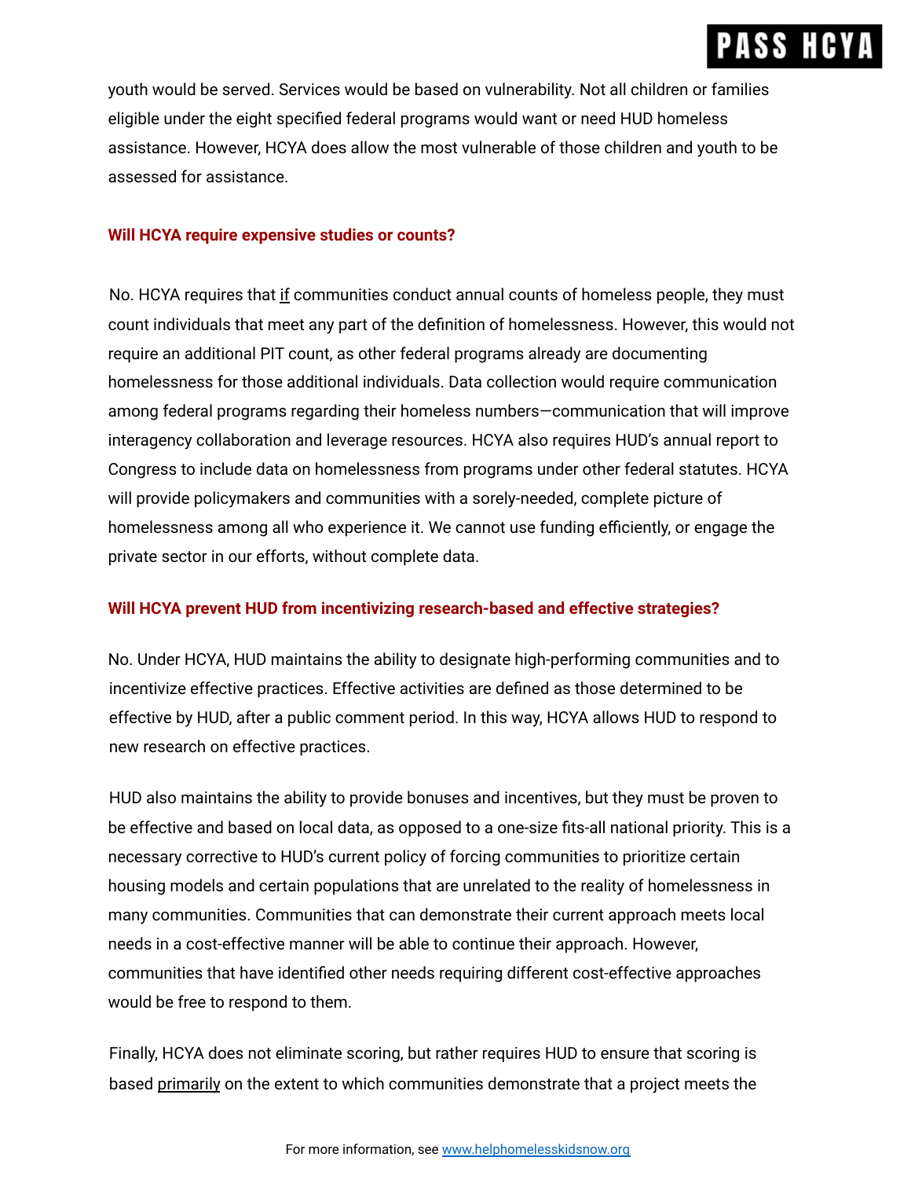youth would be served. Services would be based on vulnerability. Not all children or families eligible under the eight specified federal programs would want or need HUD homeless assistance. However, HCYA does allow the most vulnerable of those children and youth to be assessed for assistance.

### Will HCYA require expensive studies or counts?

No. HCYA requires that <u>if</u> communities conduct annual counts of homeless people, they must count individuals that meet any part of the definition of homelessness. However, this would not require an additional PIT count, as other federal programs already are documenting homelessness for those additional individuals. Data collection would require communication among federal programs regarding their homeless numbers—communication that will improve interagency collaboration and leverage resources. HCYA also requires HUD's annual report to Congress to include data on homelessness from programs under other federal statutes. HCYA will provide policymakers and communities with a sorely-needed, complete picture of homelessness among all who experience it. We cannot use funding efficiently, or engage the private sector in our efforts, without complete data.

### Will HCYA prevent HUD from incentivizing research-based and effective strategies?

No. Under HCYA, HUD maintains the ability to designate high-performing communities and to incentivize effective practices. Effective activities are defined as those determined to be effective by HUD, after a public comment period. In this way, HCYA allows HUD to respond to new research on effective practices.

HUD also maintains the ability to provide bonuses and incentives, but they must be proven to be effective and based on local data, as opposed to a one-size fits-all national priority. This is a necessary corrective to HUD's current policy of forcing communities to prioritize certain housing models and certain populations that are unrelated to the reality of homelessness in many communities. Communities that can demonstrate their current approach meets local needs in a cost-effective manner will be able to continue their approach. However, communities that have identified other needs requiring different cost-effective approaches would be free to respond to them.

Finally, HCYA does not eliminate scoring, but rather requires HUD to ensure that scoring is based <u>primarily</u> on the extent to which communities demonstrate that a project meets the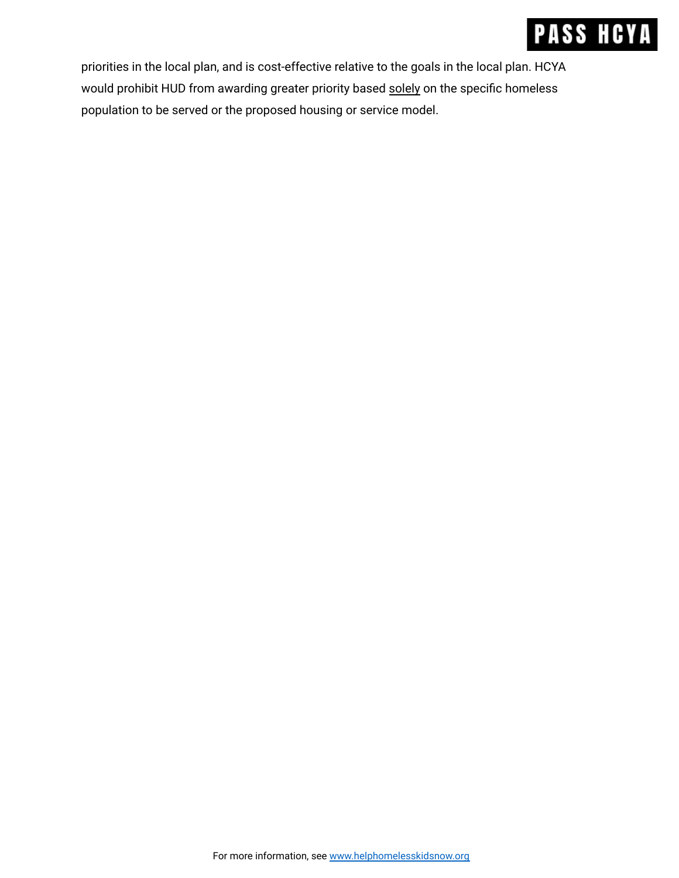priorities in the local plan, and is cost-effective relative to the goals in the local plan. HCYA would prohibit HUD from awarding greater priority based solely on the specific homeless population to be served or the proposed housing or service model.